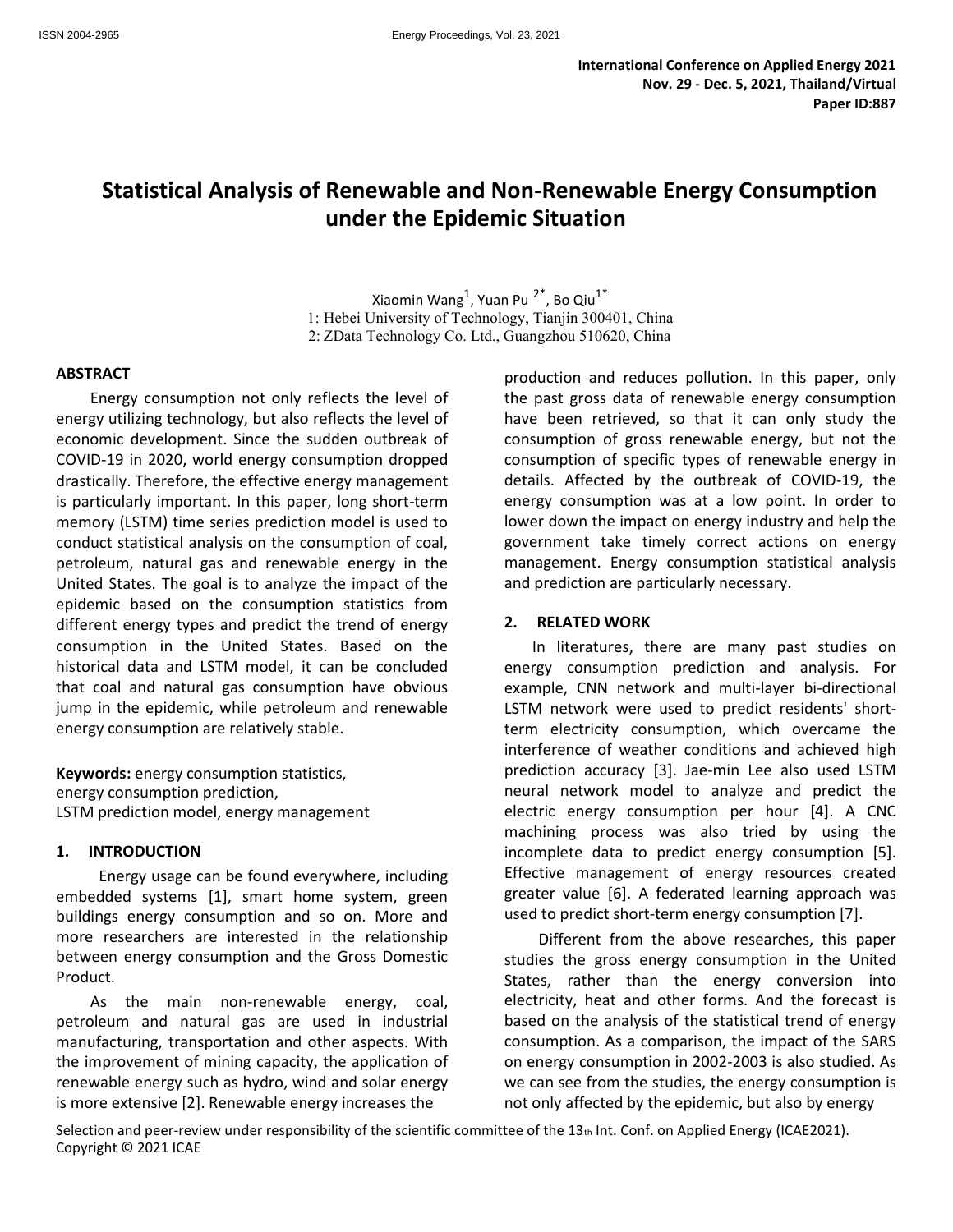International Conference on Applied Energy 2021
Nov. 29 - Dec. 5, 2021, Thailand/Virtual
Paper ID:887

# Statistical Analysis of Renewable and Non-Renewable Energy Consumption under the Epidemic Situation

Xiaomin Wang[1], Yuan Pu [2*], Bo Qiu[1*]
1: Hebei University of Technology, Tianjin 300401, China
2: ZData Technology Co. Ltd., Guangzhou 510620, China

## ABSTRACT

Energy consumption not only reflects the level of energy utilizing technology, but also reflects the level of economic development. Since the sudden outbreak of COVID-19 in 2020, world energy consumption dropped drastically. Therefore, the effective energy management is particularly important. In this paper, long short-term memory (LSTM) time series prediction model is used to conduct statistical analysis on the consumption of coal, petroleum, natural gas and renewable energy in the United States. The goal is to analyze the impact of the epidemic based on the consumption statistics from different energy types and predict the trend of energy consumption in the United States. Based on the historical data and LSTM model, it can be concluded that coal and natural gas consumption have obvious jump in the epidemic, while petroleum and renewable energy consumption are relatively stable.

**Keywords:** energy consumption statistics, energy consumption prediction, LSTM prediction model, energy management

## 1. INTRODUCTION

Energy usage can be found everywhere, including embedded systems [1], smart home system, green buildings energy consumption and so on. More and more researchers are interested in the relationship between energy consumption and the Gross Domestic Product.

As the main non-renewable energy, coal, petroleum and natural gas are used in industrial manufacturing, transportation and other aspects. With the improvement of mining capacity, the application of renewable energy such as hydro, wind and solar energy is more extensive [2]. Renewable energy increases the production and reduces pollution. In this paper, only the past gross data of renewable energy consumption have been retrieved, so that it can only study the consumption of gross renewable energy, but not the consumption of specific types of renewable energy in details. Affected by the outbreak of COVID-19, the energy consumption was at a low point. In order to lower down the impact on energy industry and help the government take timely correct actions on energy management. Energy consumption statistical analysis and prediction are particularly necessary.

## 2. RELATED WORK

In literatures, there are many past studies on energy consumption prediction and analysis. For example, CNN network and multi-layer bi-directional LSTM network were used to predict residents' short-term electricity consumption, which overcame the interference of weather conditions and achieved high prediction accuracy [3]. Jae-min Lee also used LSTM neural network model to analyze and predict the electric energy consumption per hour [4]. A CNC machining process was also tried by using the incomplete data to predict energy consumption [5]. Effective management of energy resources created greater value [6]. A federated learning approach was used to predict short-term energy consumption [7].

Different from the above researches, this paper studies the gross energy consumption in the United States, rather than the energy conversion into electricity, heat and other forms. And the forecast is based on the analysis of the statistical trend of energy consumption. As a comparison, the impact of the SARS on energy consumption in 2002-2003 is also studied. As we can see from the studies, the energy consumption is not only affected by the epidemic, but also by energy

Selection and peer-review under responsibility of the scientific committee of the 13th Int. Conf. on Applied Energy (ICAE2021).
Copyright © 2021 ICAE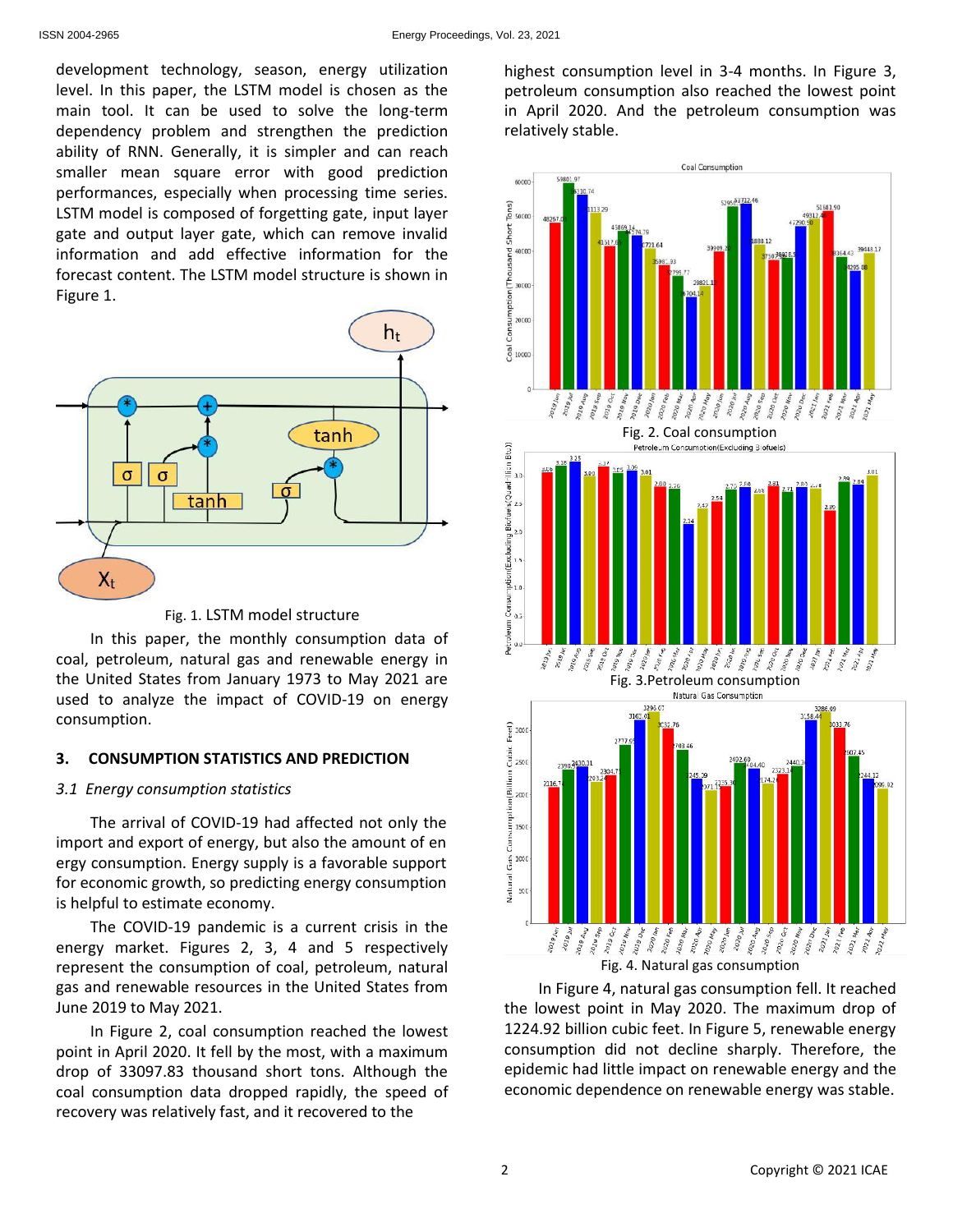development technology, season, energy utilization level. In this paper, the LSTM model is chosen as the main tool. It can be used to solve the long-term dependency problem and strengthen the prediction ability of RNN. Generally, it is simpler and can reach smaller mean square error with good prediction performances, especially when processing time series. LSTM model is composed of forgetting gate, input layer gate and output layer gate, which can remove invalid information and add effective information for the forecast content. The LSTM model structure is shown in Figure 1.

Fig. 1. LSTM model structure

In this paper, the monthly consumption data of coal, petroleum, natural gas and renewable energy in the United States from January 1973 to May 2021 are used to analyze the impact of COVID-19 on energy consumption.

## 3. CONSUMPTION STATISTICS AND PREDICTION

### *3.1 Energy consumption statistics*

The arrival of COVID-19 had affected not only the import and export of energy, but also the amount of en ergy consumption. Energy supply is a favorable support for economic growth, so predicting energy consumption is helpful to estimate economy.

The COVID-19 pandemic is a current crisis in the energy market. Figures 2, 3, 4 and 5 respectively represent the consumption of coal, petroleum, natural gas and renewable resources in the United States from June 2019 to May 2021.

In Figure 2, coal consumption reached the lowest point in April 2020. It fell by the most, with a maximum drop of 33097.83 thousand short tons. Although the coal consumption data dropped rapidly, the speed of recovery was relatively fast, and it recovered to the highest consumption level in 3-4 months. In Figure 3, petroleum consumption also reached the lowest point in April 2020. And the petroleum consumption was relatively stable.

Fig. 2. Coal consumption

Fig. 3.Petroleum consumption

Fig. 4. Natural gas consumption

In Figure 4, natural gas consumption fell. It reached the lowest point in May 2020. The maximum drop of 1224.92 billion cubic feet. In Figure 5, renewable energy consumption did not decline sharply. Therefore, the epidemic had little impact on renewable energy and the economic dependence on renewable energy was stable.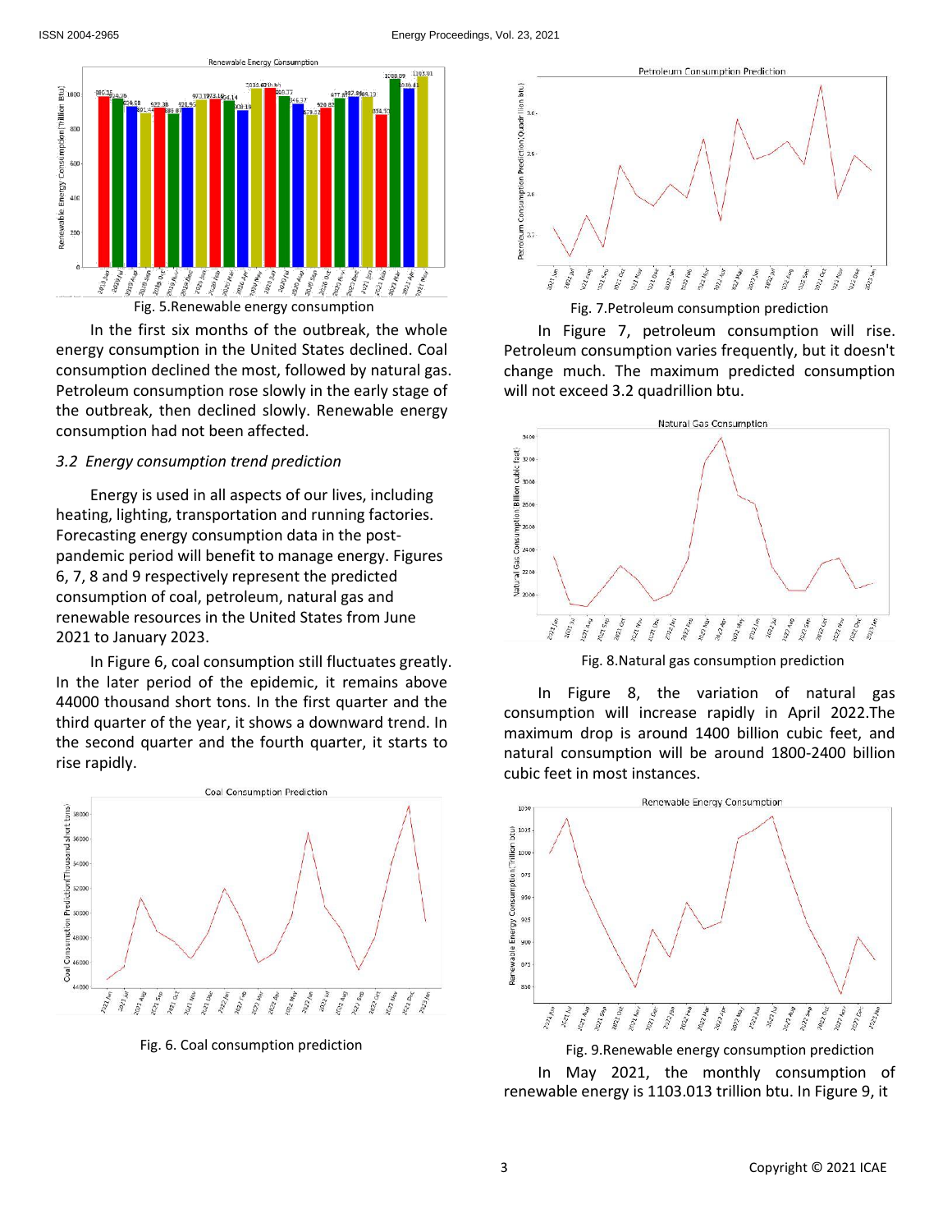Fig. 5.Renewable energy consumption

In the first six months of the outbreak, the whole energy consumption in the United States declined. Coal consumption declined the most, followed by natural gas. Petroleum consumption rose slowly in the early stage of the outbreak, then declined slowly. Renewable energy consumption had not been affected.

### 3.2 *Energy consumption trend prediction*

Energy is used in all aspects of our lives, including heating, lighting, transportation and running factories. Forecasting energy consumption data in the post-pandemic period will benefit to manage energy. Figures 6, 7, 8 and 9 respectively represent the predicted consumption of coal, petroleum, natural gas and renewable resources in the United States from June 2021 to January 2023.

In Figure 6, coal consumption still fluctuates greatly. In the later period of the epidemic, it remains above 44000 thousand short tons. In the first quarter and the third quarter of the year, it shows a downward trend. In the second quarter and the fourth quarter, it starts to rise rapidly.

Fig. 6. Coal consumption prediction

Fig. 7.Petroleum consumption prediction

In Figure 7, petroleum consumption will rise. Petroleum consumption varies frequently, but it doesn't change much. The maximum predicted consumption will not exceed 3.2 quadrillion btu.

Fig. 8.Natural gas consumption prediction

In Figure 8, the variation of natural gas consumption will increase rapidly in April 2022.The maximum drop is around 1400 billion cubic feet, and natural consumption will be around 1800-2400 billion cubic feet in most instances.

Fig. 9.Renewable energy consumption prediction

In May 2021, the monthly consumption of renewable energy is 1103.013 trillion btu. In Figure 9, it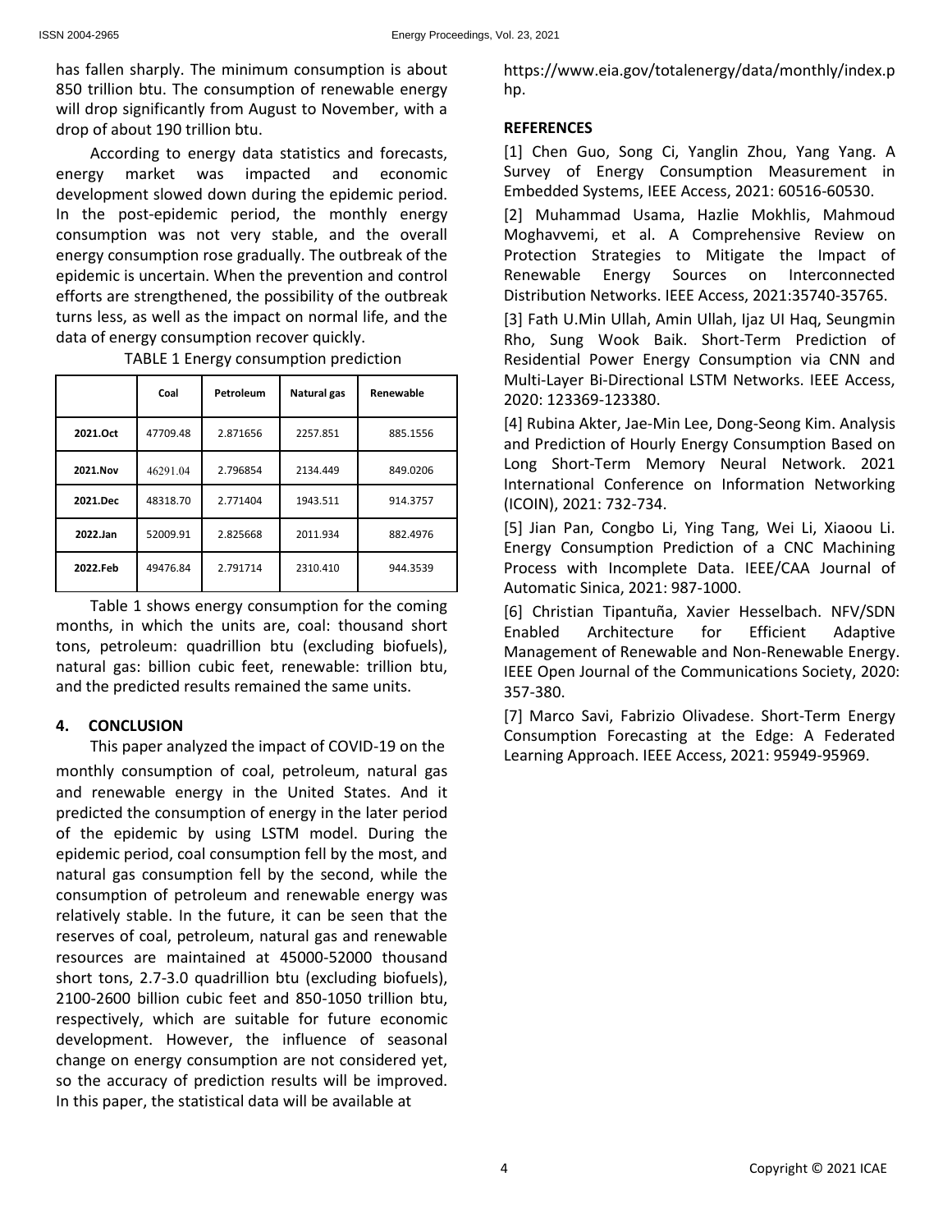has fallen sharply. The minimum consumption is about 850 trillion btu. The consumption of renewable energy will drop significantly from August to November, with a drop of about 190 trillion btu.

According to energy data statistics and forecasts, energy market was impacted and economic development slowed down during the epidemic period. In the post-epidemic period, the monthly energy consumption was not very stable, and the overall energy consumption rose gradually. The outbreak of the epidemic is uncertain. When the prevention and control efforts are strengthened, the possibility of the outbreak turns less, as well as the impact on normal life, and the data of energy consumption recover quickly.

TABLE 1 Energy consumption prediction

| | Coal | Petroleum | Natural gas | Renewable |
|---|---|---|---|---|
| 2021.Oct | 47709.48 | 2.871656 | 2257.851 | 885.1556 |
| 2021.Nov | 46291.04 | 2.796854 | 2134.449 | 849.0206 |
| 2021.Dec | 48318.70 | 2.771404 | 1943.511 | 914.3757 |
| 2022.Jan | 52009.91 | 2.825668 | 2011.934 | 882.4976 |
| 2022.Feb | 49476.84 | 2.791714 | 2310.410 | 944.3539 |

Table 1 shows energy consumption for the coming months, in which the units are, coal: thousand short tons, petroleum: quadrillion btu (excluding biofuels), natural gas: billion cubic feet, renewable: trillion btu, and the predicted results remained the same units.

## 4. CONCLUSION

This paper analyzed the impact of COVID-19 on the monthly consumption of coal, petroleum, natural gas and renewable energy in the United States. And it predicted the consumption of energy in the later period of the epidemic by using LSTM model. During the epidemic period, coal consumption fell by the most, and natural gas consumption fell by the second, while the consumption of petroleum and renewable energy was relatively stable. In the future, it can be seen that the reserves of coal, petroleum, natural gas and renewable resources are maintained at 45000-52000 thousand short tons, 2.7-3.0 quadrillion btu (excluding biofuels), 2100-2600 billion cubic feet and 850-1050 trillion btu, respectively, which are suitable for future economic development. However, the influence of seasonal change on energy consumption are not considered yet, so the accuracy of prediction results will be improved. In this paper, the statistical data will be available at https://www.eia.gov/totalenergy/data/monthly/index.php.

## REFERENCES

[1] Chen Guo, Song Ci, Yanglin Zhou, Yang Yang. A Survey of Energy Consumption Measurement in Embedded Systems, IEEE Access, 2021: 60516-60530.

[2] Muhammad Usama, Hazlie Mokhlis, Mahmoud Moghavvemi, et al. A Comprehensive Review on Protection Strategies to Mitigate the Impact of Renewable Energy Sources on Interconnected Distribution Networks. IEEE Access, 2021:35740-35765.

[3] Fath U.Min Ullah, Amin Ullah, Ijaz Ul Haq, Seungmin Rho, Sung Wook Baik. Short-Term Prediction of Residential Power Energy Consumption via CNN and Multi-Layer Bi-Directional LSTM Networks. IEEE Access, 2020: 123369-123380.

[4] Rubina Akter, Jae-Min Lee, Dong-Seong Kim. Analysis and Prediction of Hourly Energy Consumption Based on Long Short-Term Memory Neural Network. 2021 International Conference on Information Networking (ICOIN), 2021: 732-734.

[5] Jian Pan, Congbo Li, Ying Tang, Wei Li, Xiaoou Li. Energy Consumption Prediction of a CNC Machining Process with Incomplete Data. IEEE/CAA Journal of Automatic Sinica, 2021: 987-1000.

[6] Christian Tipantuña, Xavier Hesselbach. NFV/SDN Enabled Architecture for Efficient Adaptive Management of Renewable and Non-Renewable Energy. IEEE Open Journal of the Communications Society, 2020: 357-380.

[7] Marco Savi, Fabrizio Olivadese. Short-Term Energy Consumption Forecasting at the Edge: A Federated Learning Approach. IEEE Access, 2021: 95949-95969.